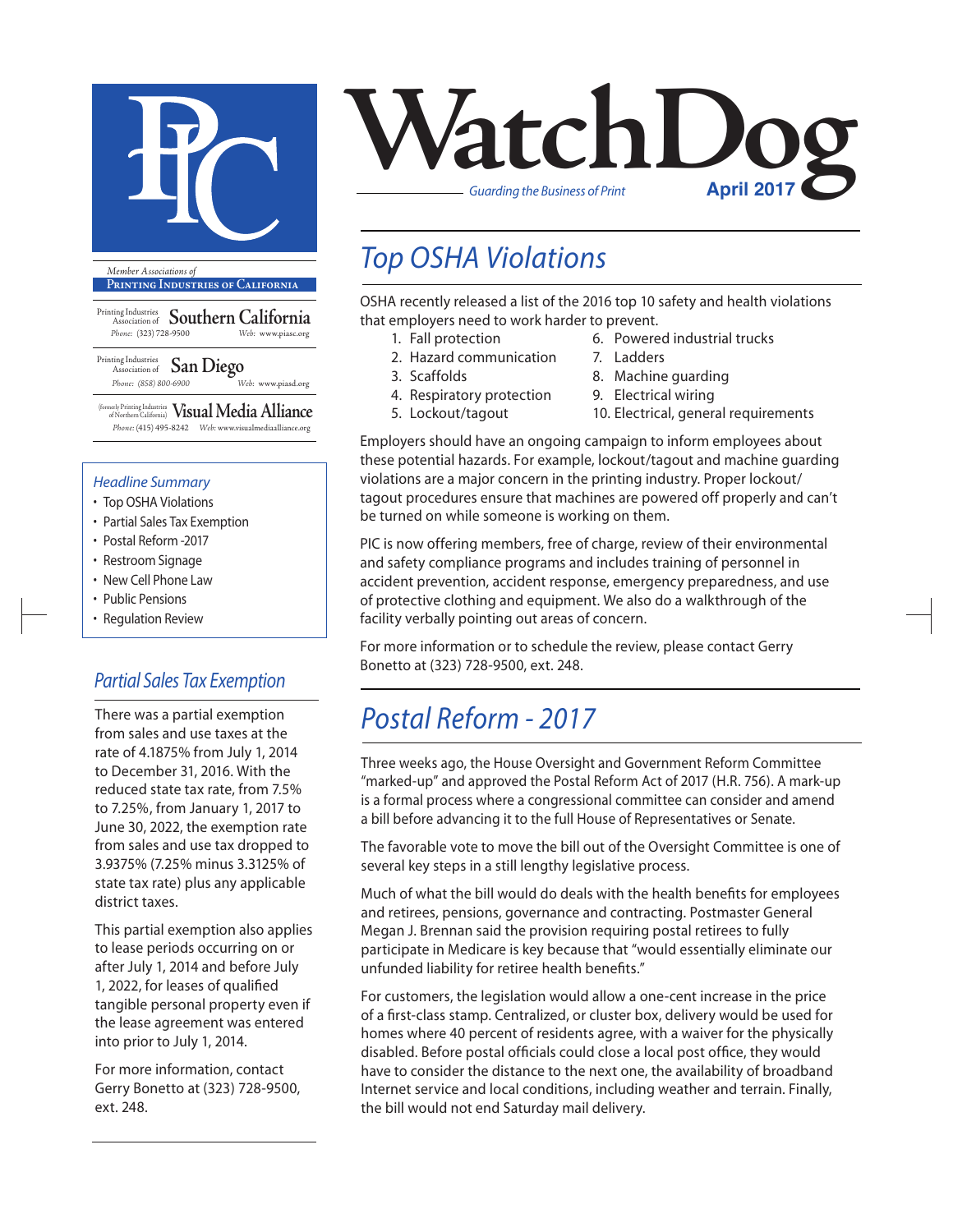# WatchDog

*Guarding the Business of Print*

**April 2017**

*Member Associations of*

**Printing Industries of California**

Printing Industries Association of **Southern California**
Phone: (323) 728-9500 Web: www.piasc.org

Printing Industries Association of **San Diego**
Phone: (858) 800-6900 Web: www.piasd.org

(formerly Printing Industries of Northern California) **Visual Media Alliance**
Phone: (415) 495-8242 Web: www.visualmediaalliance.org

### *Headline Summary*

- Top OSHA Violations
- Partial Sales Tax Exemption
- Postal Reform -2017
- Restroom Signage
- New Cell Phone Law
- Public Pensions
- Regulation Review

## *Top OSHA Violations*

OSHA recently released a list of the 2016 top 10 safety and health violations that employers need to work harder to prevent.

1. Fall protection
2. Hazard communication
3. Scaffolds
4. Respiratory protection
5. Lockout/tagout
6. Powered industrial trucks
7. Ladders
8. Machine guarding
9. Electrical wiring
10. Electrical, general requirements

Employers should have an ongoing campaign to inform employees about these potential hazards. For example, lockout/tagout and machine guarding violations are a major concern in the printing industry. Proper lockout/tagout procedures ensure that machines are powered off properly and can't be turned on while someone is working on them.

PIC is now offering members, free of charge, review of their environmental and safety compliance programs and includes training of personnel in accident prevention, accident response, emergency preparedness, and use of protective clothing and equipment. We also do a walkthrough of the facility verbally pointing out areas of concern.

For more information or to schedule the review, please contact Gerry Bonetto at (323) 728-9500, ext. 248.

## *Partial Sales Tax Exemption*

There was a partial exemption from sales and use taxes at the rate of 4.1875% from July 1, 2014 to December 31, 2016. With the reduced state tax rate, from 7.5% to 7.25%, from January 1, 2017 to June 30, 2022, the exemption rate from sales and use tax dropped to 3.9375% (7.25% minus 3.3125% of state tax rate) plus any applicable district taxes.

This partial exemption also applies to lease periods occurring on or after July 1, 2014 and before July 1, 2022, for leases of qualified tangible personal property even if the lease agreement was entered into prior to July 1, 2014.

For more information, contact Gerry Bonetto at (323) 728-9500, ext. 248.

## *Postal Reform - 2017*

Three weeks ago, the House Oversight and Government Reform Committee "marked-up" and approved the Postal Reform Act of 2017 (H.R. 756). A mark-up is a formal process where a congressional committee can consider and amend a bill before advancing it to the full House of Representatives or Senate.

The favorable vote to move the bill out of the Oversight Committee is one of several key steps in a still lengthy legislative process.

Much of what the bill would do deals with the health benefits for employees and retirees, pensions, governance and contracting. Postmaster General Megan J. Brennan said the provision requiring postal retirees to fully participate in Medicare is key because that "would essentially eliminate our unfunded liability for retiree health benefits."

For customers, the legislation would allow a one-cent increase in the price of a first-class stamp. Centralized, or cluster box, delivery would be used for homes where 40 percent of residents agree, with a waiver for the physically disabled. Before postal officials could close a local post office, they would have to consider the distance to the next one, the availability of broadband Internet service and local conditions, including weather and terrain. Finally, the bill would not end Saturday mail delivery.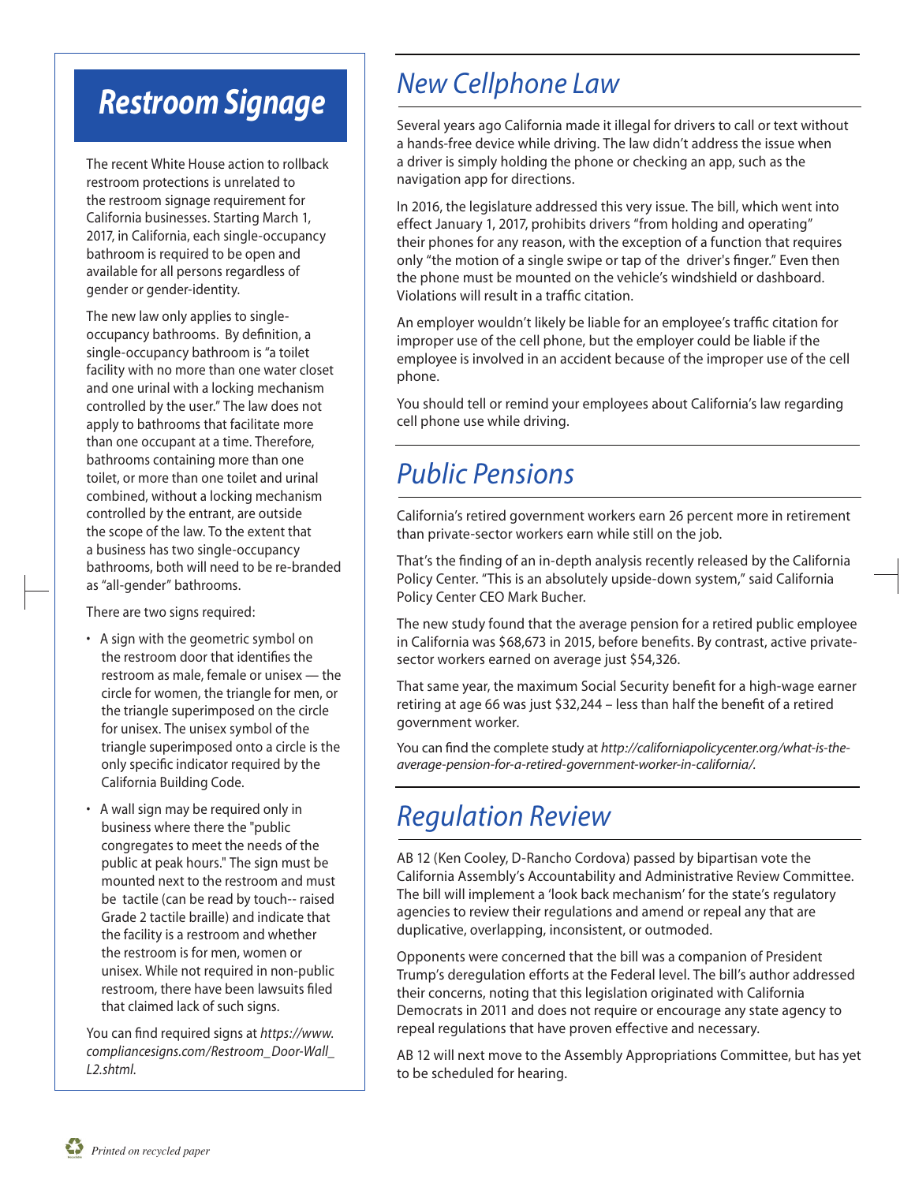## Restroom Signage

The recent White House action to rollback restroom protections is unrelated to the restroom signage requirement for California businesses. Starting March 1, 2017, in California, each single-occupancy bathroom is required to be open and available for all persons regardless of gender or gender-identity.

The new law only applies to single-occupancy bathrooms. By definition, a single-occupancy bathroom is "a toilet facility with no more than one water closet and one urinal with a locking mechanism controlled by the user." The law does not apply to bathrooms that facilitate more than one occupant at a time. Therefore, bathrooms containing more than one toilet, or more than one toilet and urinal combined, without a locking mechanism controlled by the entrant, are outside the scope of the law. To the extent that a business has two single-occupancy bathrooms, both will need to be re-branded as "all-gender" bathrooms.

There are two signs required:

- A sign with the geometric symbol on the restroom door that identifies the restroom as male, female or unisex — the circle for women, the triangle for men, or the triangle superimposed on the circle for unisex. The unisex symbol of the triangle superimposed onto a circle is the only specific indicator required by the California Building Code.
- A wall sign may be required only in business where there the "public congregates to meet the needs of the public at peak hours." The sign must be mounted next to the restroom and must be tactile (can be read by touch-- raised Grade 2 tactile braille) and indicate that the facility is a restroom and whether the restroom is for men, women or unisex. While not required in non-public restroom, there have been lawsuits filed that claimed lack of such signs.

You can find required signs at *https://www.compliancesigns.com/Restroom_Door-Wall_L2.shtml.*

## New Cellphone Law

Several years ago California made it illegal for drivers to call or text without a hands-free device while driving. The law didn't address the issue when a driver is simply holding the phone or checking an app, such as the navigation app for directions.

In 2016, the legislature addressed this very issue. The bill, which went into effect January 1, 2017, prohibits drivers "from holding and operating" their phones for any reason, with the exception of a function that requires only "the motion of a single swipe or tap of the driver's finger." Even then the phone must be mounted on the vehicle's windshield or dashboard. Violations will result in a traffic citation.

An employer wouldn't likely be liable for an employee's traffic citation for improper use of the cell phone, but the employer could be liable if the employee is involved in an accident because of the improper use of the cell phone.

You should tell or remind your employees about California's law regarding cell phone use while driving.

## Public Pensions

California's retired government workers earn 26 percent more in retirement than private-sector workers earn while still on the job.

That's the finding of an in-depth analysis recently released by the California Policy Center. "This is an absolutely upside-down system," said California Policy Center CEO Mark Bucher.

The new study found that the average pension for a retired public employee in California was $68,673 in 2015, before benefits. By contrast, active private-sector workers earned on average just $54,326.

That same year, the maximum Social Security benefit for a high-wage earner retiring at age 66 was just $32,244 – less than half the benefit of a retired government worker.

You can find the complete study at *http://californiapolicycenter.org/what-is-the-average-pension-for-a-retired-government-worker-in-california/.*

## Regulation Review

AB 12 (Ken Cooley, D-Rancho Cordova) passed by bipartisan vote the California Assembly's Accountability and Administrative Review Committee. The bill will implement a 'look back mechanism' for the state's regulatory agencies to review their regulations and amend or repeal any that are duplicative, overlapping, inconsistent, or outmoded.

Opponents were concerned that the bill was a companion of President Trump's deregulation efforts at the Federal level. The bill's author addressed their concerns, noting that this legislation originated with California Democrats in 2011 and does not require or encourage any state agency to repeal regulations that have proven effective and necessary.

AB 12 will next move to the Assembly Appropriations Committee, but has yet to be scheduled for hearing.

*Printed on recycled paper*